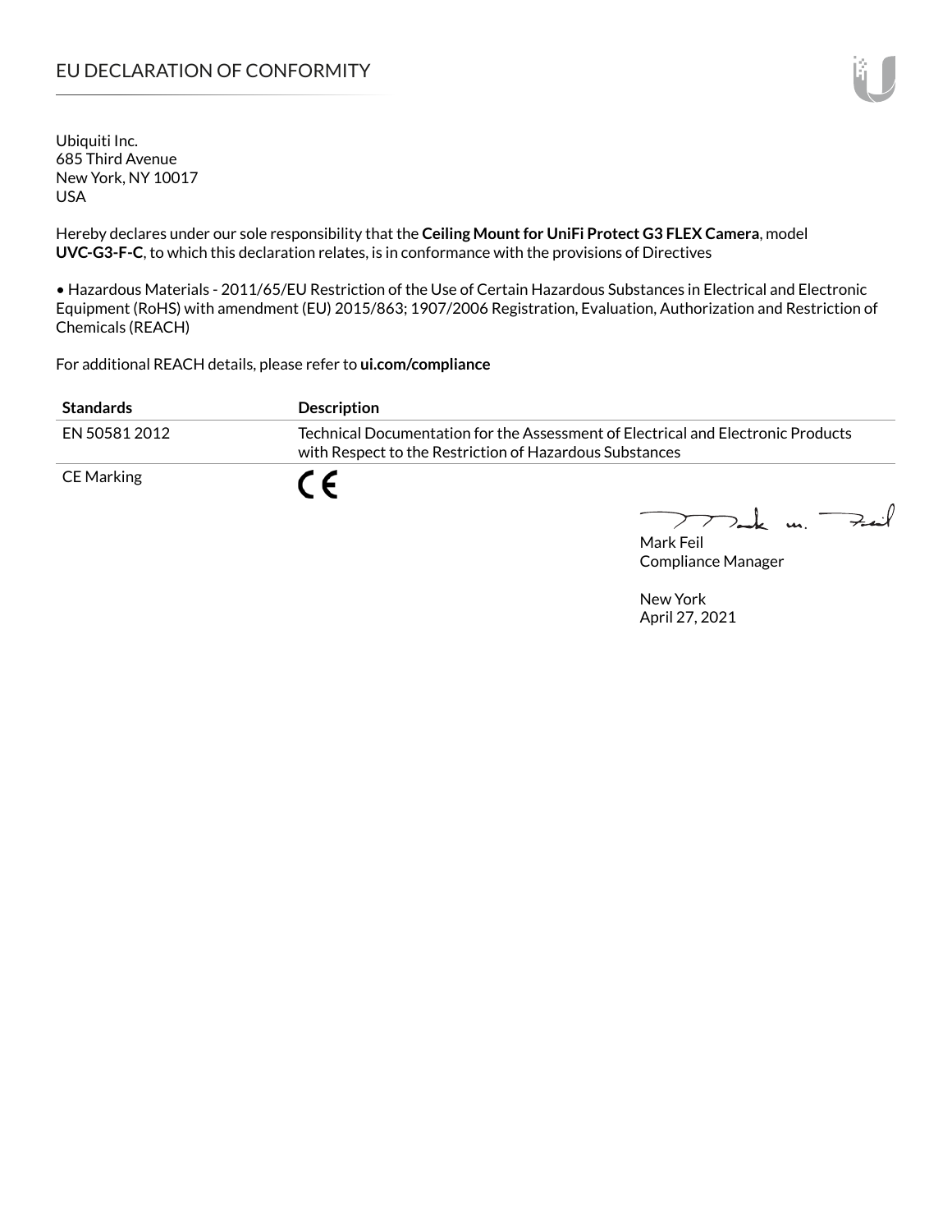# EU DECLARATION OF CONFORMITY

Ubiquiti Inc.
685 Third Avenue
New York, NY 10017
USA

Hereby declares under our sole responsibility that the **Ceiling Mount for UniFi Protect G3 FLEX Camera**, model **UVC-G3-F-C**, to which this declaration relates, is in conformance with the provisions of Directives

- Hazardous Materials - 2011/65/EU Restriction of the Use of Certain Hazardous Substances in Electrical and Electronic Equipment (RoHS) with amendment (EU) 2015/863; 1907/2006 Registration, Evaluation, Authorization and Restriction of Chemicals (REACH)

For additional REACH details, please refer to **ui.com/compliance**

| **Standards** | **Description** |
| --- | --- |
| EN 50581 2012 | Technical Documentation for the Assessment of Electrical and Electronic Products with Respect to the Restriction of Hazardous Substances |
| CE Marking | CE |

Mark Feil
Compliance Manager

New York
April 27, 2021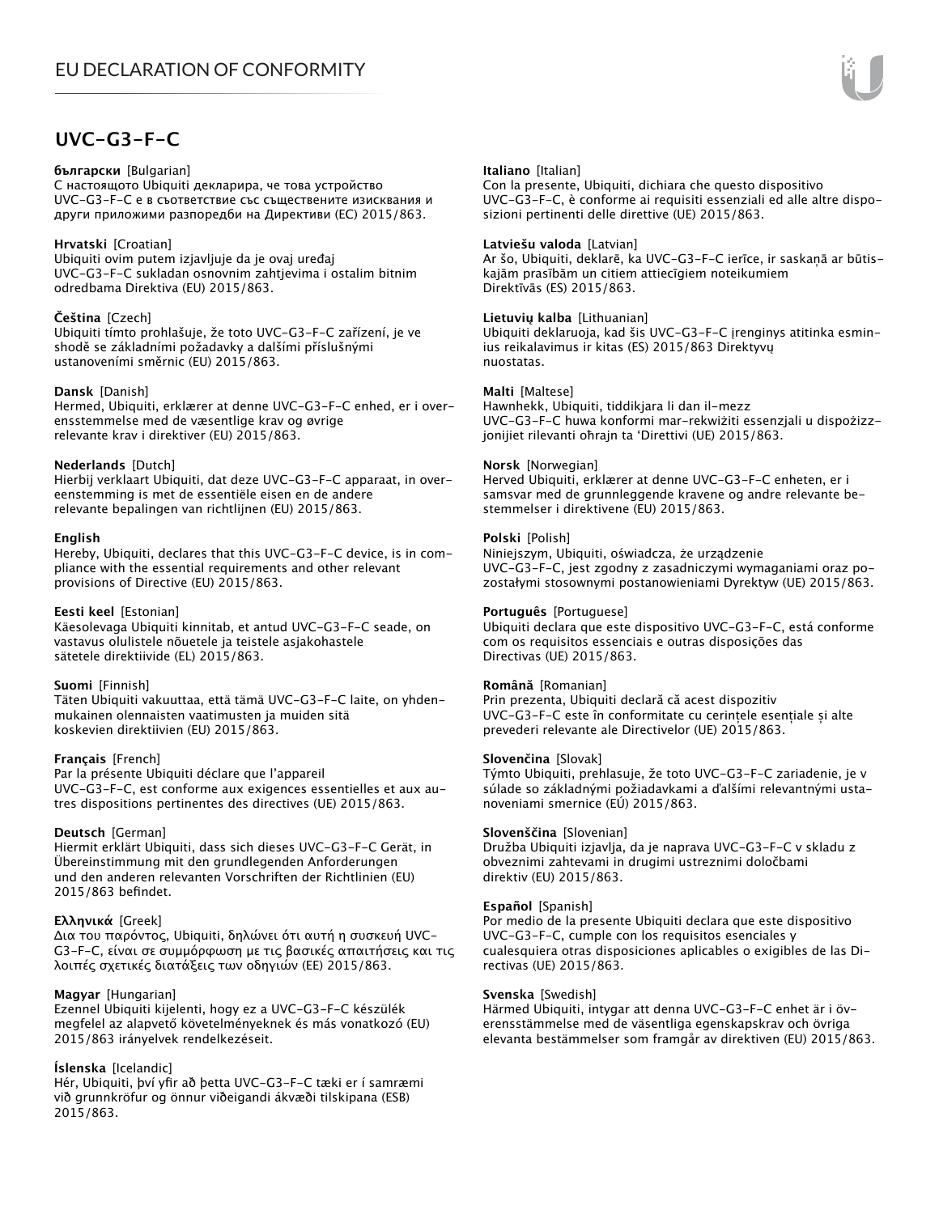# EU DECLARATION OF CONFORMITY

## UVC-G3-F-C

**български** [Bulgarian]
С настоящото Ubiquiti декларира, че това устройство UVC-G3-F-C е в съответствие със съществените изисквания и други приложими разпоредби на Директиви (ЕС) 2015/863.

**Hrvatski** [Croatian]
Ubiquiti ovim putem izjavljuje da je ovaj uređaj UVC-G3-F-C sukladan osnovnim zahtjevima i ostalim bitnim odredbama Direktiva (EU) 2015/863.

**Čeština** [Czech]
Ubiquiti tímto prohlašuje, že toto UVC-G3-F-C zařízení, je ve shodě se základními požadavky a dalšími příslušnými ustanoveními směrnic (EU) 2015/863.

**Dansk** [Danish]
Hermed, Ubiquiti, erklærer at denne UVC-G3-F-C enhed, er i overensstemmelse med de væsentlige krav og øvrige relevante krav i direktiver (EU) 2015/863.

**Nederlands** [Dutch]
Hierbij verklaart Ubiquiti, dat deze UVC-G3-F-C apparaat, in overeenstemming is met de essentiële eisen en de andere relevante bepalingen van richtlijnen (EU) 2015/863.

**English**
Hereby, Ubiquiti, declares that this UVC-G3-F-C device, is in compliance with the essential requirements and other relevant provisions of Directive (EU) 2015/863.

**Eesti keel** [Estonian]
Käesolevaga Ubiquiti kinnitab, et antud UVC-G3-F-C seade, on vastavus olulistele nõuetele ja teistele asjakohastele sätetele direktiivide (EL) 2015/863.

**Suomi** [Finnish]
Täten Ubiquiti vakuuttaa, että tämä UVC-G3-F-C laite, on yhdenmukainen olennaisten vaatimusten ja muiden sitä koskevien direktiivien (EU) 2015/863.

**Français** [French]
Par la présente Ubiquiti déclare que l'appareil UVC-G3-F-C, est conforme aux exigences essentielles et aux autres dispositions pertinentes des directives (UE) 2015/863.

**Deutsch** [German]
Hiermit erklärt Ubiquiti, dass sich dieses UVC-G3-F-C Gerät, in Übereinstimmung mit den grundlegenden Anforderungen und den anderen relevanten Vorschriften der Richtlinien (EU) 2015/863 befindet.

**Ελληνικά** [Greek]
Δια του παρόντος, Ubiquiti, δηλώνει ότι αυτή η συσκευή UVC-G3-F-C, είναι σε συμμόρφωση με τις βασικές απαιτήσεις και τις λοιπές σχετικές διατάξεις των οδηγιών (ΕΕ) 2015/863.

**Magyar** [Hungarian]
Ezennel Ubiquiti kijelenti, hogy ez a UVC-G3-F-C készülék megfelel az alapvető követelményeknek és más vonatkozó (EU) 2015/863 irányelvek rendelkezéseit.

**Íslenska** [Icelandic]
Hér, Ubiquiti, því yfir að þetta UVC-G3-F-C tæki er í samræmi við grunnkröfur og önnur viðeigandi ákvæði tilskipana (ESB) 2015/863.

**Italiano** [Italian]
Con la presente, Ubiquiti, dichiara che questo dispositivo UVC-G3-F-C, è conforme ai requisiti essenziali ed alle altre disposizioni pertinenti delle direttive (UE) 2015/863.

**Latviešu valoda** [Latvian]
Ar šo, Ubiquiti, deklarē, ka UVC-G3-F-C ierīce, ir saskaņā ar būtiskajām prasībām un citiem attiecīgiem noteikumiem Direktīvās (ES) 2015/863.

**Lietuvių kalba** [Lithuanian]
Ubiquiti deklaruoja, kad šis UVC-G3-F-C įrenginys atitinka esminius reikalavimus ir kitas (ES) 2015/863 Direktyvų nuostatas.

**Malti** [Maltese]
Hawnhekk, Ubiquiti, tiddikjara li dan il-mezz UVC-G3-F-C huwa konformi mar-rekwiżiti essenzjali u dispożizzjonijiet rilevanti oħrajn ta 'Direttivi (UE) 2015/863.

**Norsk** [Norwegian]
Herved Ubiquiti, erklærer at denne UVC-G3-F-C enheten, er i samsvar med de grunnleggende kravene og andre relevante bestemmelser i direktivene (EU) 2015/863.

**Polski** [Polish]
Niniejszym, Ubiquiti, oświadcza, że urządzenie UVC-G3-F-C, jest zgodny z zasadniczymi wymaganiami oraz pozostałymi stosownymi postanowieniami Dyrektyw (UE) 2015/863.

**Português** [Portuguese]
Ubiquiti declara que este dispositivo UVC-G3-F-C, está conforme com os requisitos essenciais e outras disposições das Directivas (UE) 2015/863.

**Română** [Romanian]
Prin prezenta, Ubiquiti declară că acest dispozitiv UVC-G3-F-C este în conformitate cu cerințele esențiale și alte prevederi relevante ale Directivelor (UE) 2015/863.

**Slovenčina** [Slovak]
Týmto Ubiquiti, prehlasuje, že toto UVC-G3-F-C zariadenie, je v súlade so základnými požiadavkami a ďalšími relevantnými ustanoveniami smernice (EÚ) 2015/863.

**Slovenščina** [Slovenian]
Družba Ubiquiti izjavlja, da je naprava UVC-G3-F-C v skladu z obveznimi zahtevami in drugimi ustreznimi določbami direktiv (EU) 2015/863.

**Español** [Spanish]
Por medio de la presente Ubiquiti declara que este dispositivo UVC-G3-F-C, cumple con los requisitos esenciales y cualesquiera otras disposiciones aplicables o exigibles de las Directivas (UE) 2015/863.

**Svenska** [Swedish]
Härmed Ubiquiti, intygar att denna UVC-G3-F-C enhet är i överensstämmelse med de väsentliga egenskapskrav och övriga elevanta bestämmelser som framgår av direktiven (EU) 2015/863.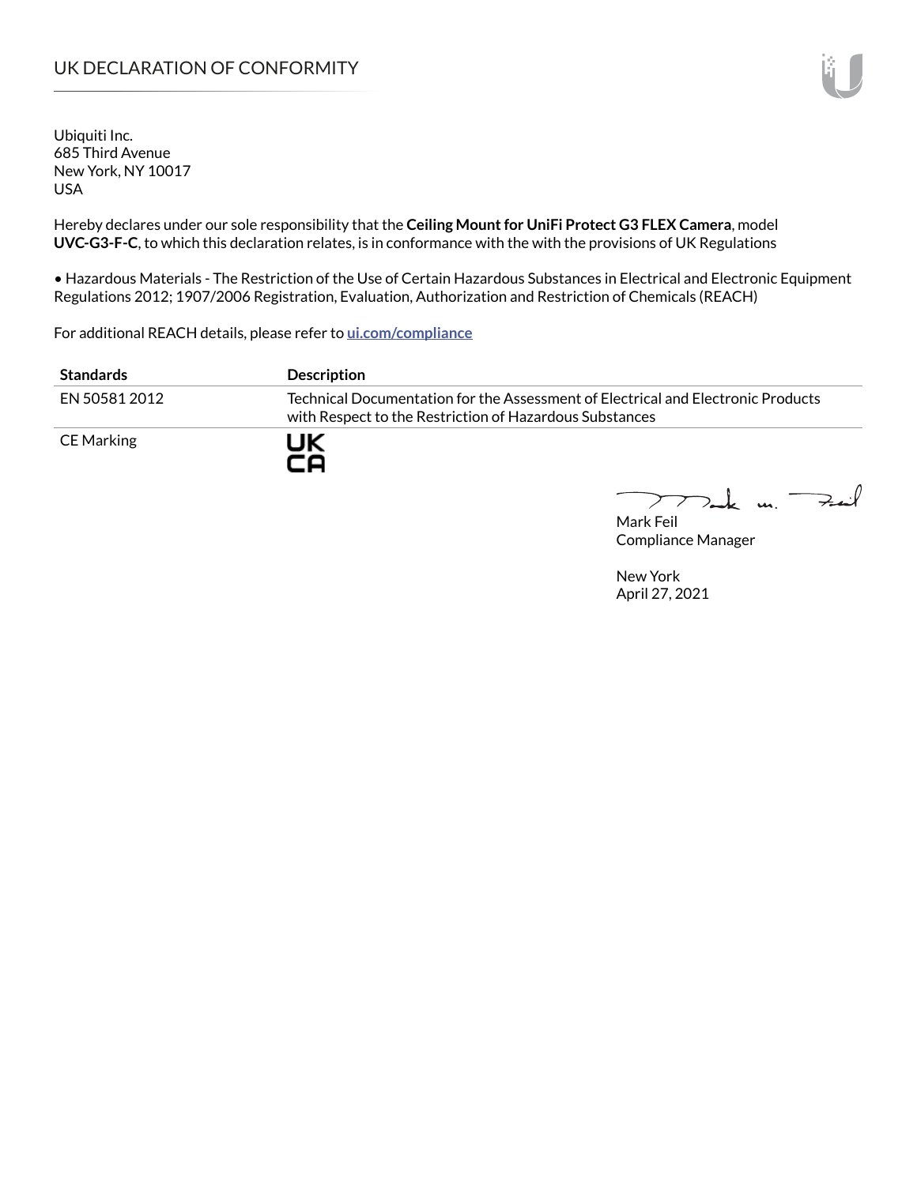## UK DECLARATION OF CONFORMITY

Ubiquiti Inc.
685 Third Avenue
New York, NY 10017
USA

Hereby declares under our sole responsibility that the **Ceiling Mount for UniFi Protect G3 FLEX Camera**, model **UVC-G3-F-C**, to which this declaration relates, is in conformance with the with the provisions of UK Regulations

• Hazardous Materials - The Restriction of the Use of Certain Hazardous Substances in Electrical and Electronic Equipment Regulations 2012; 1907/2006 Registration, Evaluation, Authorization and Restriction of Chemicals (REACH)

For additional REACH details, please refer to **ui.com/compliance**

| Standards | Description |
| --- | --- |
| EN 50581 2012 | Technical Documentation for the Assessment of Electrical and Electronic Products with Respect to the Restriction of Hazardous Substances |
| CE Marking | UK CA |

Mark Feil
Compliance Manager

New York
April 27, 2021